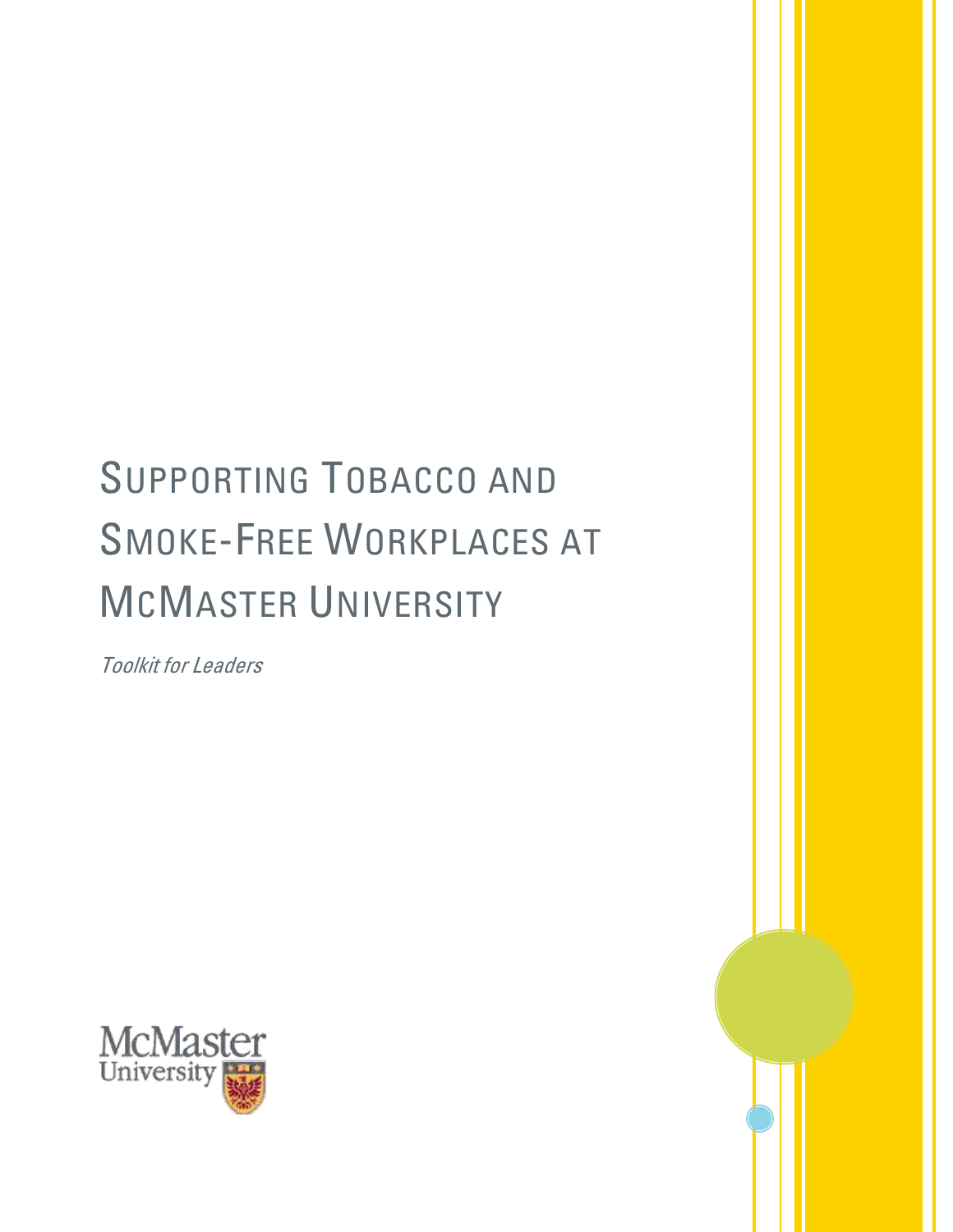# Supporting Tobacco and Smoke-Free Workplaces at McMaster University

*Toolkit for Leaders*

McMaster University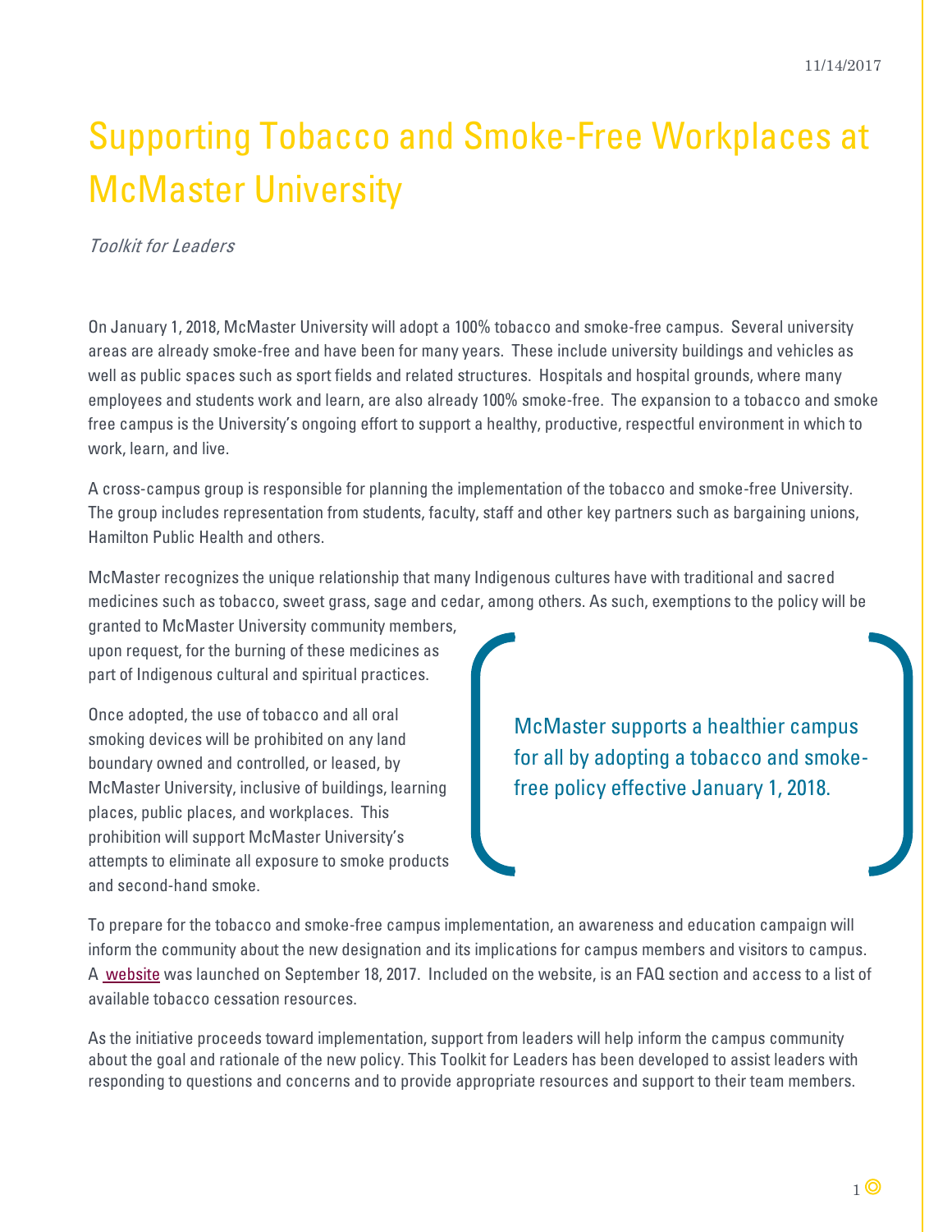11/14/2017

# Supporting Tobacco and Smoke-Free Workplaces at McMaster University

*Toolkit for Leaders*

On January 1, 2018, McMaster University will adopt a 100% tobacco and smoke-free campus. Several university areas are already smoke-free and have been for many years. These include university buildings and vehicles as well as public spaces such as sport fields and related structures. Hospitals and hospital grounds, where many employees and students work and learn, are also already 100% smoke-free. The expansion to a tobacco and smoke free campus is the University's ongoing effort to support a healthy, productive, respectful environment in which to work, learn, and live.

A cross-campus group is responsible for planning the implementation of the tobacco and smoke-free University. The group includes representation from students, faculty, staff and other key partners such as bargaining unions, Hamilton Public Health and others.

McMaster recognizes the unique relationship that many Indigenous cultures have with traditional and sacred medicines such as tobacco, sweet grass, sage and cedar, among others. As such, exemptions to the policy will be granted to McMaster University community members, upon request, for the burning of these medicines as part of Indigenous cultural and spiritual practices.

Once adopted, the use of tobacco and all oral smoking devices will be prohibited on any land boundary owned and controlled, or leased, by McMaster University, inclusive of buildings, learning places, public places, and workplaces. This prohibition will support McMaster University's attempts to eliminate all exposure to smoke products and second-hand smoke.

> McMaster supports a healthier campus for all by adopting a tobacco and smoke-free policy effective January 1, 2018.

To prepare for the tobacco and smoke-free campus implementation, an awareness and education campaign will inform the community about the new designation and its implications for campus members and visitors to campus. A website was launched on September 18, 2017. Included on the website, is an FAQ section and access to a list of available tobacco cessation resources.

As the initiative proceeds toward implementation, support from leaders will help inform the campus community about the goal and rationale of the new policy. This Toolkit for Leaders has been developed to assist leaders with responding to questions and concerns and to provide appropriate resources and support to their team members.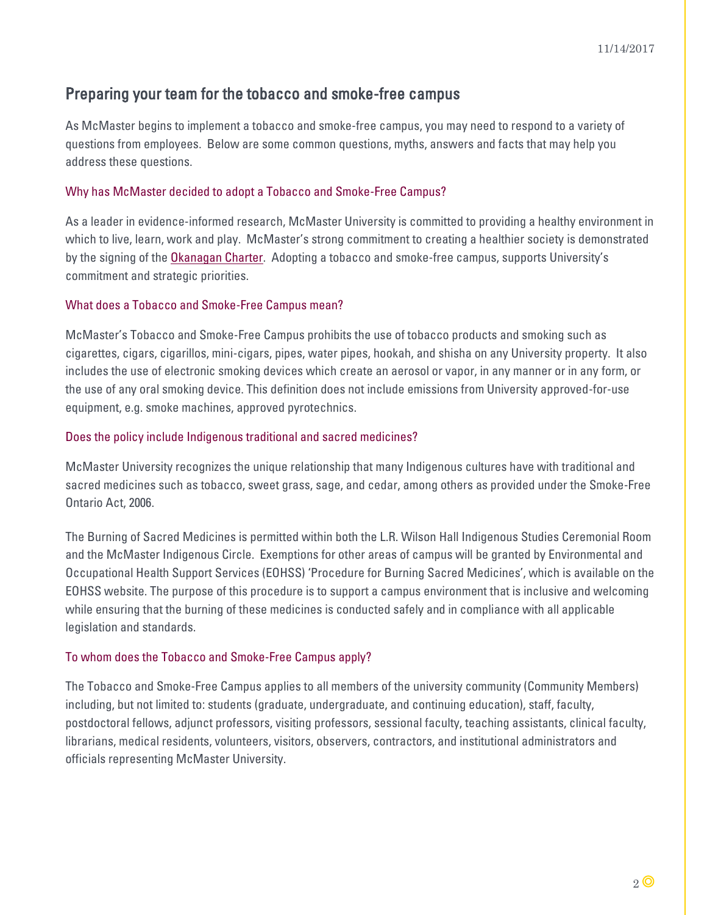## Preparing your team for the tobacco and smoke-free campus

As McMaster begins to implement a tobacco and smoke-free campus, you may need to respond to a variety of questions from employees. Below are some common questions, myths, answers and facts that may help you address these questions.

### Why has McMaster decided to adopt a Tobacco and Smoke-Free Campus?

As a leader in evidence-informed research, McMaster University is committed to providing a healthy environment in which to live, learn, work and play. McMaster's strong commitment to creating a healthier society is demonstrated by the signing of the Okanagan Charter. Adopting a tobacco and smoke-free campus, supports University's commitment and strategic priorities.

### What does a Tobacco and Smoke-Free Campus mean?

McMaster's Tobacco and Smoke-Free Campus prohibits the use of tobacco products and smoking such as cigarettes, cigars, cigarillos, mini-cigars, pipes, water pipes, hookah, and shisha on any University property. It also includes the use of electronic smoking devices which create an aerosol or vapor, in any manner or in any form, or the use of any oral smoking device. This definition does not include emissions from University approved-for-use equipment, e.g. smoke machines, approved pyrotechnics.

### Does the policy include Indigenous traditional and sacred medicines?

McMaster University recognizes the unique relationship that many Indigenous cultures have with traditional and sacred medicines such as tobacco, sweet grass, sage, and cedar, among others as provided under the Smoke-Free Ontario Act, 2006.

The Burning of Sacred Medicines is permitted within both the L.R. Wilson Hall Indigenous Studies Ceremonial Room and the McMaster Indigenous Circle. Exemptions for other areas of campus will be granted by Environmental and Occupational Health Support Services (EOHSS) 'Procedure for Burning Sacred Medicines', which is available on the EOHSS website. The purpose of this procedure is to support a campus environment that is inclusive and welcoming while ensuring that the burning of these medicines is conducted safely and in compliance with all applicable legislation and standards.

### To whom does the Tobacco and Smoke-Free Campus apply?

The Tobacco and Smoke-Free Campus applies to all members of the university community (Community Members) including, but not limited to: students (graduate, undergraduate, and continuing education), staff, faculty, postdoctoral fellows, adjunct professors, visiting professors, sessional faculty, teaching assistants, clinical faculty, librarians, medical residents, volunteers, visitors, observers, contractors, and institutional administrators and officials representing McMaster University.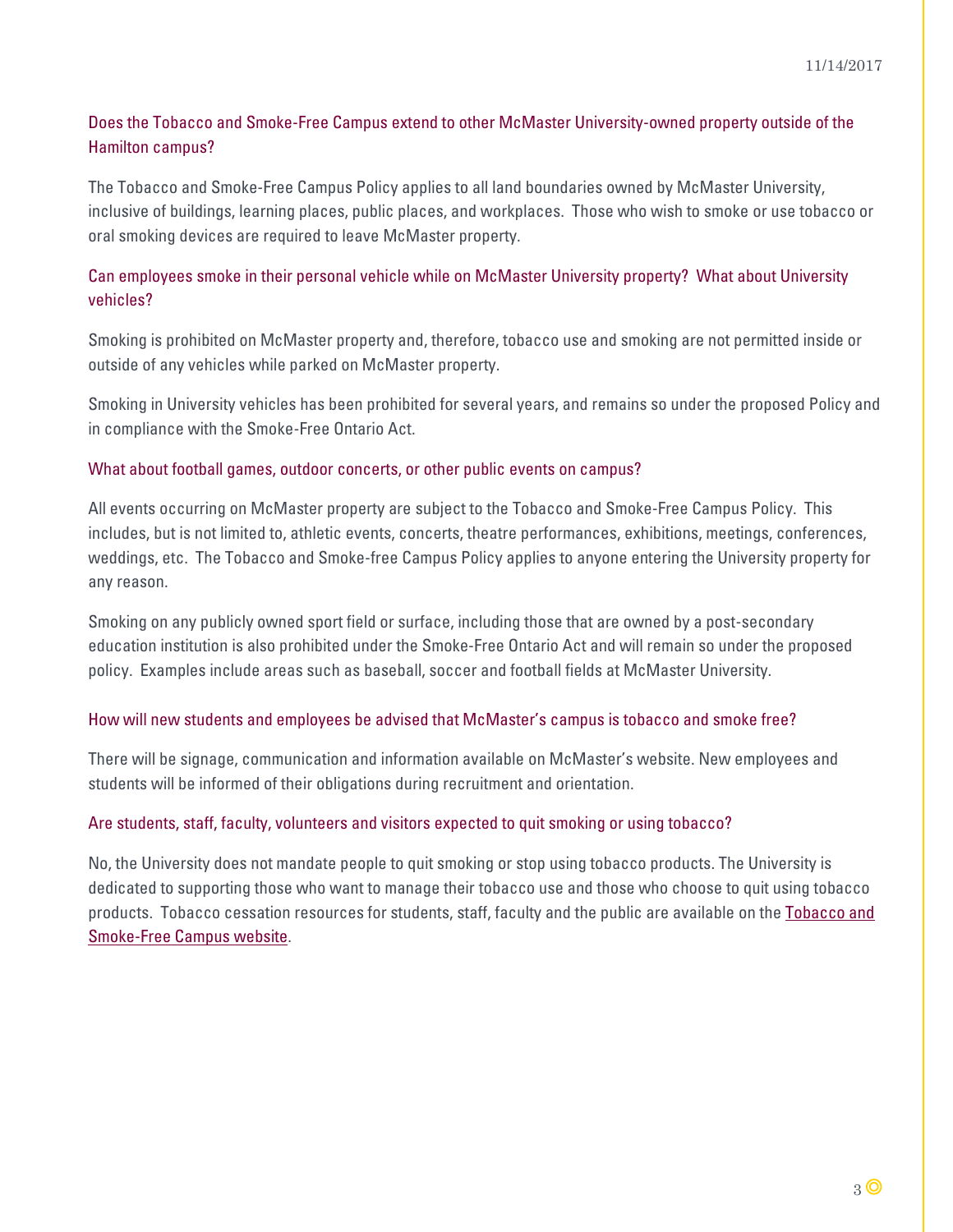### Does the Tobacco and Smoke-Free Campus extend to other McMaster University-owned property outside of the Hamilton campus?

The Tobacco and Smoke-Free Campus Policy applies to all land boundaries owned by McMaster University, inclusive of buildings, learning places, public places, and workplaces. Those who wish to smoke or use tobacco or oral smoking devices are required to leave McMaster property.

### Can employees smoke in their personal vehicle while on McMaster University property? What about University vehicles?

Smoking is prohibited on McMaster property and, therefore, tobacco use and smoking are not permitted inside or outside of any vehicles while parked on McMaster property.

Smoking in University vehicles has been prohibited for several years, and remains so under the proposed Policy and in compliance with the Smoke-Free Ontario Act.

### What about football games, outdoor concerts, or other public events on campus?

All events occurring on McMaster property are subject to the Tobacco and Smoke-Free Campus Policy. This includes, but is not limited to, athletic events, concerts, theatre performances, exhibitions, meetings, conferences, weddings, etc. The Tobacco and Smoke-free Campus Policy applies to anyone entering the University property for any reason.

Smoking on any publicly owned sport field or surface, including those that are owned by a post-secondary education institution is also prohibited under the Smoke-Free Ontario Act and will remain so under the proposed policy. Examples include areas such as baseball, soccer and football fields at McMaster University.

### How will new students and employees be advised that McMaster's campus is tobacco and smoke free?

There will be signage, communication and information available on McMaster's website. New employees and students will be informed of their obligations during recruitment and orientation.

### Are students, staff, faculty, volunteers and visitors expected to quit smoking or using tobacco?

No, the University does not mandate people to quit smoking or stop using tobacco products. The University is dedicated to supporting those who want to manage their tobacco use and those who choose to quit using tobacco products. Tobacco cessation resources for students, staff, faculty and the public are available on the Tobacco and Smoke-Free Campus website.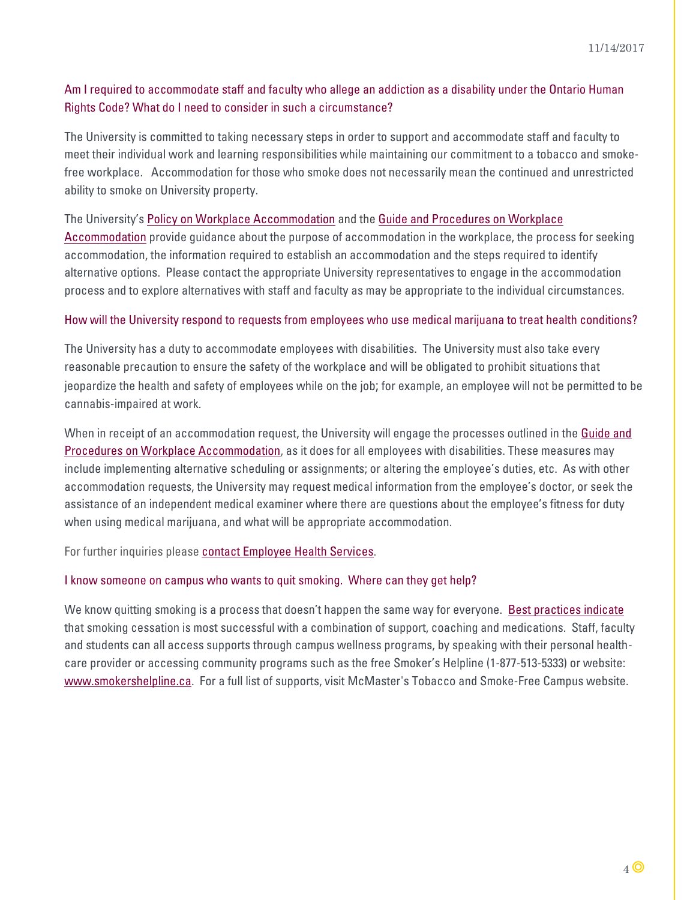### Am I required to accommodate staff and faculty who allege an addiction as a disability under the Ontario Human Rights Code? What do I need to consider in such a circumstance?

The University is committed to taking necessary steps in order to support and accommodate staff and faculty to meet their individual work and learning responsibilities while maintaining our commitment to a tobacco and smoke-free workplace. Accommodation for those who smoke does not necessarily mean the continued and unrestricted ability to smoke on University property.

The University's Policy on Workplace Accommodation and the Guide and Procedures on Workplace Accommodation provide guidance about the purpose of accommodation in the workplace, the process for seeking accommodation, the information required to establish an accommodation and the steps required to identify alternative options. Please contact the appropriate University representatives to engage in the accommodation process and to explore alternatives with staff and faculty as may be appropriate to the individual circumstances.

### How will the University respond to requests from employees who use medical marijuana to treat health conditions?

The University has a duty to accommodate employees with disabilities. The University must also take every reasonable precaution to ensure the safety of the workplace and will be obligated to prohibit situations that jeopardize the health and safety of employees while on the job; for example, an employee will not be permitted to be cannabis-impaired at work.

When in receipt of an accommodation request, the University will engage the processes outlined in the Guide and Procedures on Workplace Accommodation, as it does for all employees with disabilities. These measures may include implementing alternative scheduling or assignments; or altering the employee's duties, etc. As with other accommodation requests, the University may request medical information from the employee's doctor, or seek the assistance of an independent medical examiner where there are questions about the employee's fitness for duty when using medical marijuana, and what will be appropriate accommodation.

For further inquiries please contact Employee Health Services.

### I know someone on campus who wants to quit smoking. Where can they get help?

We know quitting smoking is a process that doesn't happen the same way for everyone. Best practices indicate that smoking cessation is most successful with a combination of support, coaching and medications. Staff, faculty and students can all access supports through campus wellness programs, by speaking with their personal health-care provider or accessing community programs such as the free Smoker's Helpline (1-877-513-5333) or website: www.smokershelpline.ca. For a full list of supports, visit McMaster's Tobacco and Smoke-Free Campus website.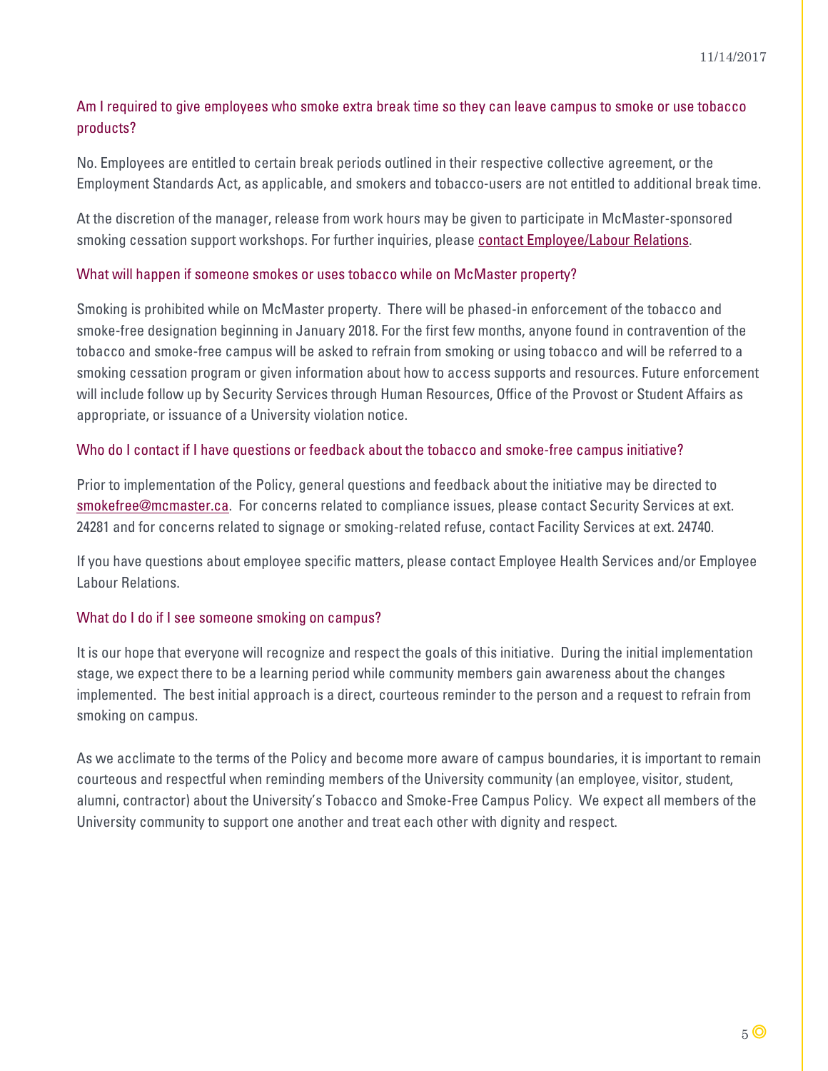### Am I required to give employees who smoke extra break time so they can leave campus to smoke or use tobacco products?

No. Employees are entitled to certain break periods outlined in their respective collective agreement, or the Employment Standards Act, as applicable, and smokers and tobacco-users are not entitled to additional break time.

At the discretion of the manager, release from work hours may be given to participate in McMaster-sponsored smoking cessation support workshops. For further inquiries, please contact Employee/Labour Relations.

### What will happen if someone smokes or uses tobacco while on McMaster property?

Smoking is prohibited while on McMaster property. There will be phased-in enforcement of the tobacco and smoke-free designation beginning in January 2018. For the first few months, anyone found in contravention of the tobacco and smoke-free campus will be asked to refrain from smoking or using tobacco and will be referred to a smoking cessation program or given information about how to access supports and resources. Future enforcement will include follow up by Security Services through Human Resources, Office of the Provost or Student Affairs as appropriate, or issuance of a University violation notice.

### Who do I contact if I have questions or feedback about the tobacco and smoke-free campus initiative?

Prior to implementation of the Policy, general questions and feedback about the initiative may be directed to smokefree@mcmaster.ca. For concerns related to compliance issues, please contact Security Services at ext. 24281 and for concerns related to signage or smoking-related refuse, contact Facility Services at ext. 24740.

If you have questions about employee specific matters, please contact Employee Health Services and/or Employee Labour Relations.

### What do I do if I see someone smoking on campus?

It is our hope that everyone will recognize and respect the goals of this initiative. During the initial implementation stage, we expect there to be a learning period while community members gain awareness about the changes implemented. The best initial approach is a direct, courteous reminder to the person and a request to refrain from smoking on campus.

As we acclimate to the terms of the Policy and become more aware of campus boundaries, it is important to remain courteous and respectful when reminding members of the University community (an employee, visitor, student, alumni, contractor) about the University's Tobacco and Smoke-Free Campus Policy. We expect all members of the University community to support one another and treat each other with dignity and respect.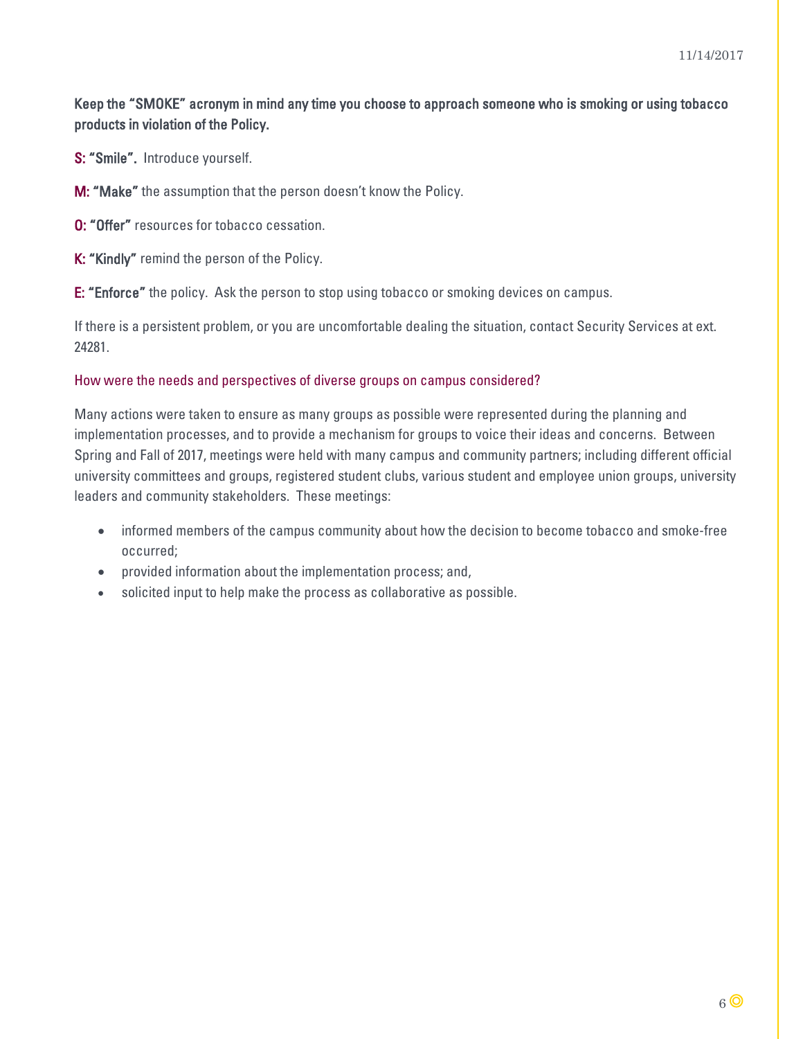**Keep the "SMOKE" acronym in mind any time you choose to approach someone who is smoking or using tobacco products in violation of the Policy.**

**S: "Smile".** Introduce yourself.

**M: "Make"** the assumption that the person doesn't know the Policy.

**O: "Offer"** resources for tobacco cessation.

**K: "Kindly"** remind the person of the Policy.

**E: "Enforce"** the policy. Ask the person to stop using tobacco or smoking devices on campus.

If there is a persistent problem, or you are uncomfortable dealing the situation, contact Security Services at ext. 24281.

### How were the needs and perspectives of diverse groups on campus considered?

Many actions were taken to ensure as many groups as possible were represented during the planning and implementation processes, and to provide a mechanism for groups to voice their ideas and concerns. Between Spring and Fall of 2017, meetings were held with many campus and community partners; including different official university committees and groups, registered student clubs, various student and employee union groups, university leaders and community stakeholders. These meetings:

- informed members of the campus community about how the decision to become tobacco and smoke-free occurred;
- provided information about the implementation process; and,
- solicited input to help make the process as collaborative as possible.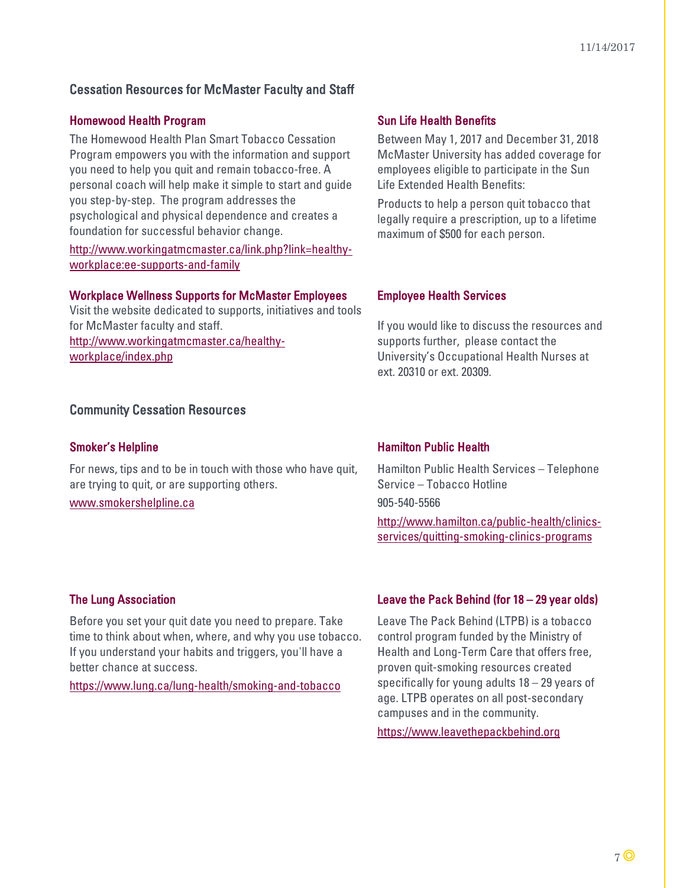## Cessation Resources for McMaster Faculty and Staff

### Homewood Health Program

The Homewood Health Plan Smart Tobacco Cessation Program empowers you with the information and support you need to help you quit and remain tobacco-free. A personal coach will help make it simple to start and guide you step-by-step. The program addresses the psychological and physical dependence and creates a foundation for successful behavior change.

http://www.workingatmcmaster.ca/link.php?link=healthy-workplace:ee-supports-and-family

### Workplace Wellness Supports for McMaster Employees

Visit the website dedicated to supports, initiatives and tools for McMaster faculty and staff.
http://www.workingatmcmaster.ca/healthy-workplace/index.php

### Sun Life Health Benefits

Between May 1, 2017 and December 31, 2018 McMaster University has added coverage for employees eligible to participate in the Sun Life Extended Health Benefits:

Products to help a person quit tobacco that legally require a prescription, up to a lifetime maximum of $500 for each person.

### Employee Health Services

If you would like to discuss the resources and supports further, please contact the University's Occupational Health Nurses at ext. 20310 or ext. 20309.

## Community Cessation Resources

### Smoker's Helpline

For news, tips and to be in touch with those who have quit, are trying to quit, or are supporting others.

www.smokershelpline.ca

### Hamilton Public Health

Hamilton Public Health Services – Telephone Service – Tobacco Hotline

905-540-5566

http://www.hamilton.ca/public-health/clinics-services/quitting-smoking-clinics-programs

### The Lung Association

Before you set your quit date you need to prepare. Take time to think about when, where, and why you use tobacco. If you understand your habits and triggers, you'll have a better chance at success.

https://www.lung.ca/lung-health/smoking-and-tobacco

### Leave the Pack Behind (for 18 – 29 year olds)

Leave The Pack Behind (LTPB) is a tobacco control program funded by the Ministry of Health and Long-Term Care that offers free, proven quit-smoking resources created specifically for young adults 18 – 29 years of age. LTPB operates on all post-secondary campuses and in the community.

https://www.leavethepackbehind.org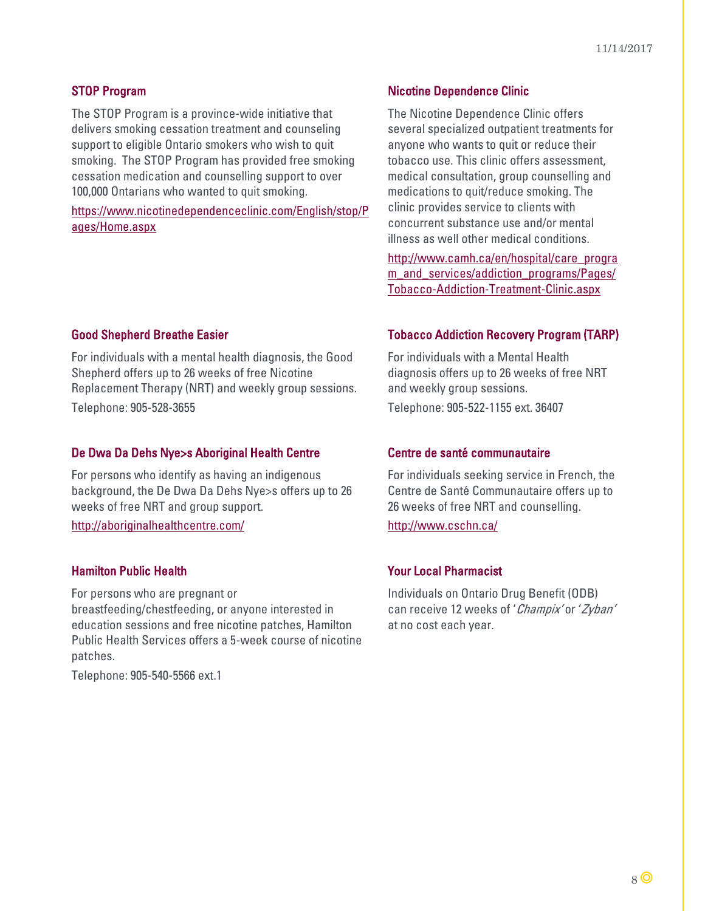### STOP Program

The STOP Program is a province-wide initiative that delivers smoking cessation treatment and counseling support to eligible Ontario smokers who wish to quit smoking. The STOP Program has provided free smoking cessation medication and counselling support to over 100,000 Ontarians who wanted to quit smoking.

https://www.nicotinedependenceclinic.com/English/stop/Pages/Home.aspx

### Nicotine Dependence Clinic

The Nicotine Dependence Clinic offers several specialized outpatient treatments for anyone who wants to quit or reduce their tobacco use. This clinic offers assessment, medical consultation, group counselling and medications to quit/reduce smoking. The clinic provides service to clients with concurrent substance use and/or mental illness as well other medical conditions.

http://www.camh.ca/en/hospital/care_program_and_services/addiction_programs/Pages/Tobacco-Addiction-Treatment-Clinic.aspx

### Good Shepherd Breathe Easier

For individuals with a mental health diagnosis, the Good Shepherd offers up to 26 weeks of free Nicotine Replacement Therapy (NRT) and weekly group sessions.

Telephone: 905-528-3655

### Tobacco Addiction Recovery Program (TARP)

For individuals with a Mental Health diagnosis offers up to 26 weeks of free NRT and weekly group sessions.

Telephone: 905-522-1155 ext. 36407

### De Dwa Da Dehs Nye>s Aboriginal Health Centre

For persons who identify as having an indigenous background, the De Dwa Da Dehs Nye>s offers up to 26 weeks of free NRT and group support.

http://aboriginalhealthcentre.com/

### Centre de santé communautaire

For individuals seeking service in French, the Centre de Santé Communautaire offers up to 26 weeks of free NRT and counselling.

http://www.cschn.ca/

### Hamilton Public Health

For persons who are pregnant or breastfeeding/chestfeeding, or anyone interested in education sessions and free nicotine patches, Hamilton Public Health Services offers a 5-week course of nicotine patches.

Telephone: 905-540-5566 ext.1

### Your Local Pharmacist

Individuals on Ontario Drug Benefit (ODB) can receive 12 weeks of '*Champix*' or '*Zyban*' at no cost each year.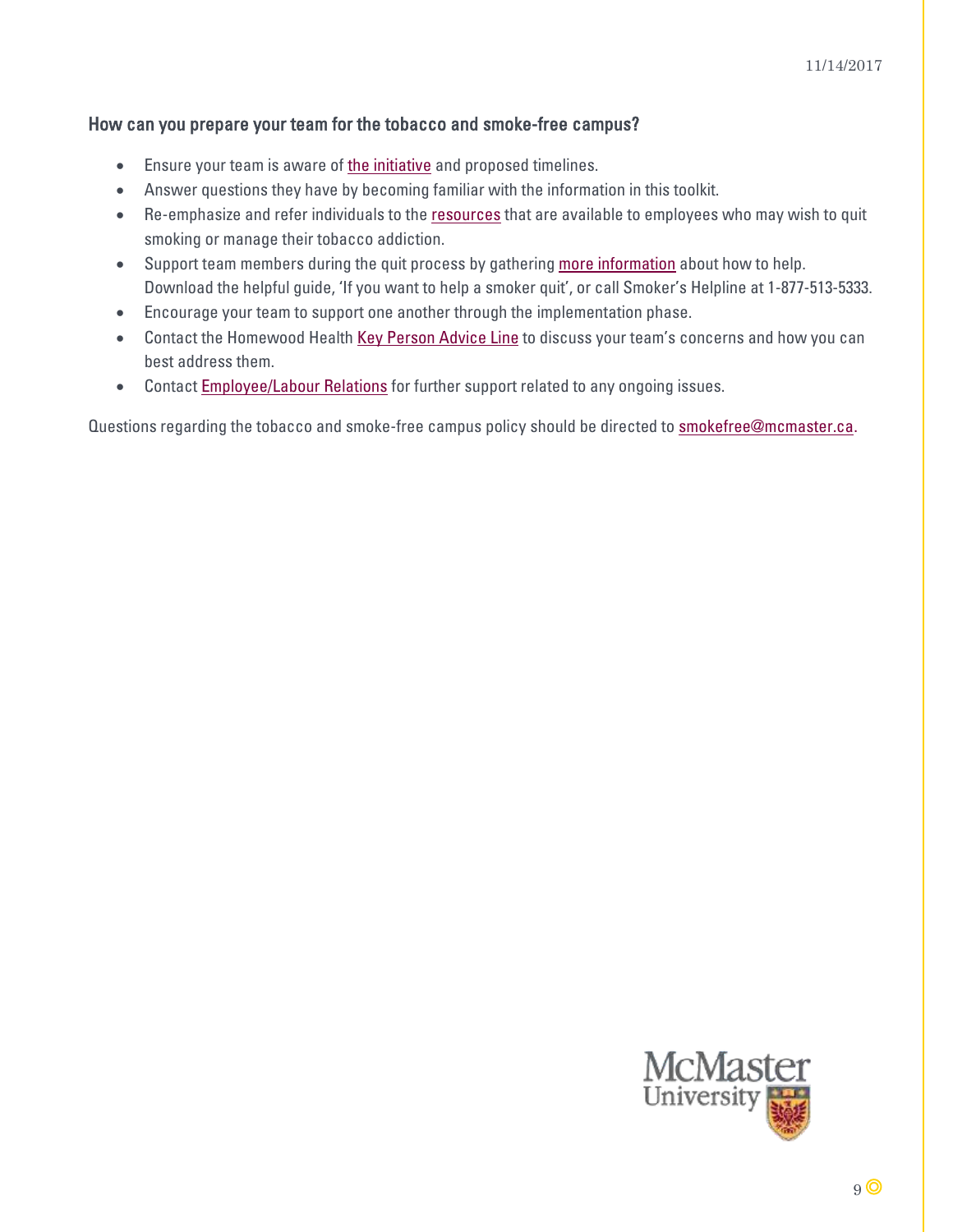### How can you prepare your team for the tobacco and smoke-free campus?

- Ensure your team is aware of the initiative and proposed timelines.
- Answer questions they have by becoming familiar with the information in this toolkit.
- Re-emphasize and refer individuals to the resources that are available to employees who may wish to quit smoking or manage their tobacco addiction.
- Support team members during the quit process by gathering more information about how to help. Download the helpful guide, 'If you want to help a smoker quit', or call Smoker's Helpline at 1-877-513-5333.
- Encourage your team to support one another through the implementation phase.
- Contact the Homewood Health Key Person Advice Line to discuss your team's concerns and how you can best address them.
- Contact Employee/Labour Relations for further support related to any ongoing issues.

Questions regarding the tobacco and smoke-free campus policy should be directed to smokefree@mcmaster.ca.